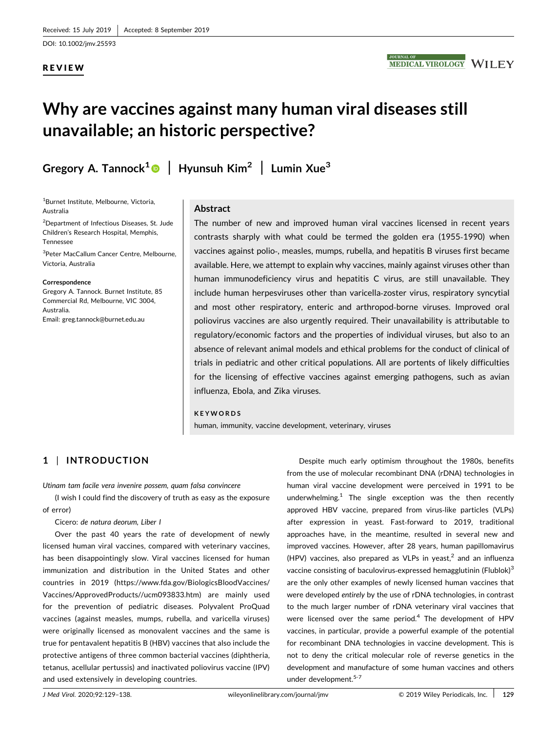Received: 15 July 2019 | Accepted: 8 September 2019

DOI: 10.1002/jmv.25593

REVIEW

# Why are vaccines against many human viral diseases still unavailable; an historic perspective?

**Gregory A. Tannock[1] | Hyunsuh Kim[2] | Lumin Xue[3]**

[1]Burnet Institute, Melbourne, Victoria, Australia

[2]Department of Infectious Diseases, St. Jude Children's Research Hospital, Memphis, Tennessee

[3]Peter MacCallum Cancer Centre, Melbourne, Victoria, Australia

**Correspondence**

Gregory A. Tannock. Burnet Institute, 85 Commercial Rd, Melbourne, VIC 3004, Australia.

Email: greg.tannock@burnet.edu.au

## Abstract

The number of new and improved human viral vaccines licensed in recent years contrasts sharply with what could be termed the golden era (1955-1990) when vaccines against polio-, measles, mumps, rubella, and hepatitis B viruses first became available. Here, we attempt to explain why vaccines, mainly against viruses other than human immunodeficiency virus and hepatitis C virus, are still unavailable. They include human herpesviruses other than varicella-zoster virus, respiratory syncytial and most other respiratory, enteric and arthropod-borne viruses. Improved oral poliovirus vaccines are also urgently required. Their unavailability is attributable to regulatory/economic factors and the properties of individual viruses, but also to an absence of relevant animal models and ethical problems for the conduct of clinical of trials in pediatric and other critical populations. All are portents of likely difficulties for the licensing of effective vaccines against emerging pathogens, such as avian influenza, Ebola, and Zika viruses.

**KEYWORDS**

human, immunity, vaccine development, veterinary, viruses

## 1 | INTRODUCTION

*Utinam tam facile vera invenire possem, quam falsa convincere*

(I wish I could find the discovery of truth as easy as the exposure of error)

Cicero: *de natura deorum, Liber I*

Over the past 40 years the rate of development of newly licensed human viral vaccines, compared with veterinary vaccines, has been disappointingly slow. Viral vaccines licensed for human immunization and distribution in the United States and other countries in 2019 (https://www.fda.gov/BiologicsBloodVaccines/Vaccines/ApprovedProducts//ucm093833.htm) are mainly used for the prevention of pediatric diseases. Polyvalent ProQuad vaccines (against measles, mumps, rubella, and varicella viruses) were originally licensed as monovalent vaccines and the same is true for pentavalent hepatitis B (HBV) vaccines that also include the protective antigens of three common bacterial vaccines (diphtheria, tetanus, acellular pertussis) and inactivated poliovirus vaccine (IPV) and used extensively in developing countries.

Despite much early optimism throughout the 1980s, benefits from the use of molecular recombinant DNA (rDNA) technologies in human viral vaccine development were perceived in 1991 to be underwhelming.[1] The single exception was the then recently approved HBV vaccine, prepared from virus-like particles (VLPs) after expression in yeast. Fast-forward to 2019, traditional approaches have, in the meantime, resulted in several new and improved vaccines. However, after 28 years, human papillomavirus (HPV) vaccines, also prepared as VLPs in yeast,[2] and an influenza vaccine consisting of baculovirus-expressed hemagglutinin (Flublok)[3] are the only other examples of newly licensed human vaccines that were developed *entirely* by the use of rDNA technologies, in contrast to the much larger number of rDNA veterinary viral vaccines that were licensed over the same period.[4] The development of HPV vaccines, in particular, provide a powerful example of the potential for recombinant DNA technologies in vaccine development. This is not to deny the critical molecular role of reverse genetics in the development and manufacture of some human vaccines and others under development.[5-7]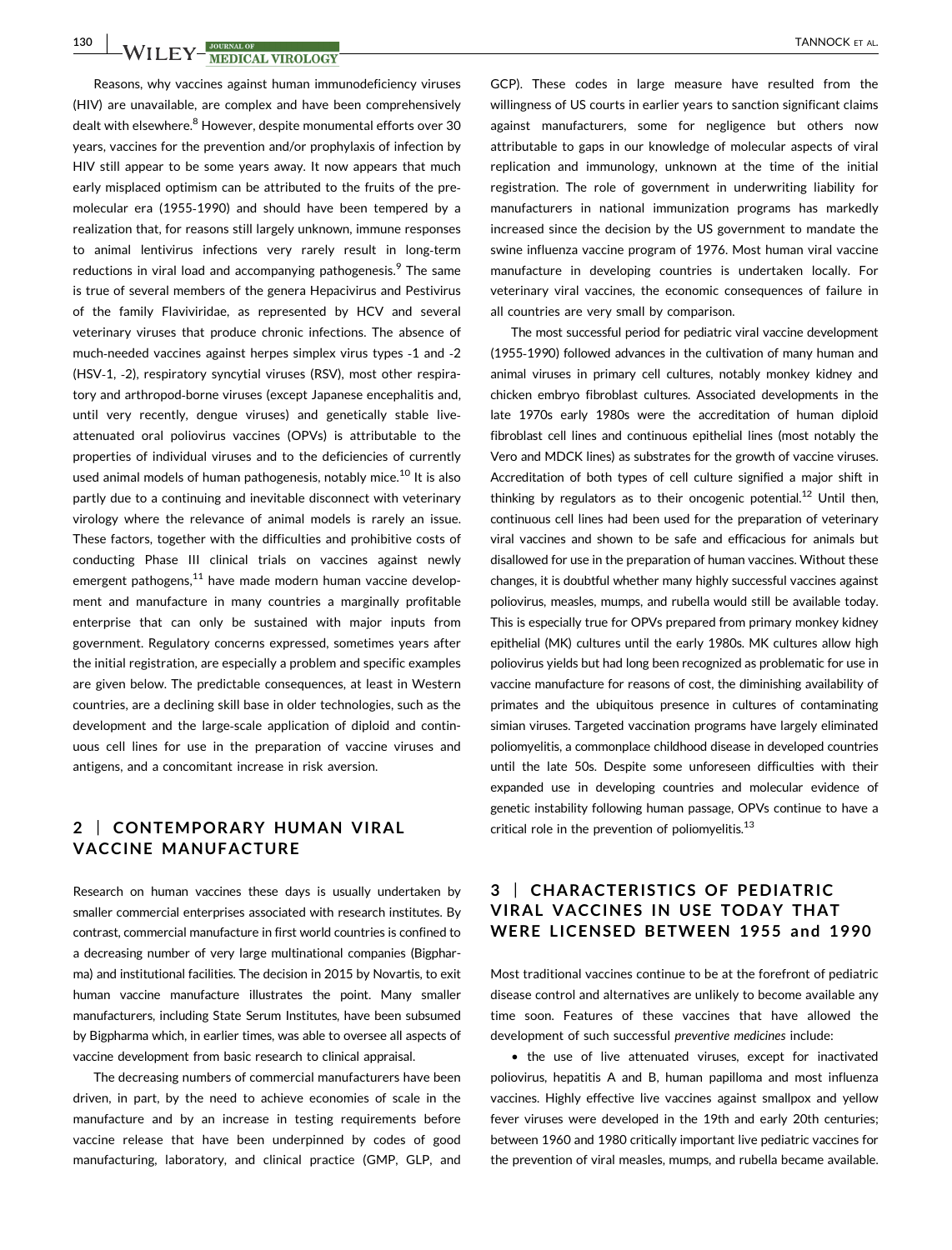Reasons, why vaccines against human immunodeficiency viruses (HIV) are unavailable, are complex and have been comprehensively dealt with elsewhere.[8] However, despite monumental efforts over 30 years, vaccines for the prevention and/or prophylaxis of infection by HIV still appear to be some years away. It now appears that much early misplaced optimism can be attributed to the fruits of the pre-molecular era (1955-1990) and should have been tempered by a realization that, for reasons still largely unknown, immune responses to animal lentivirus infections very rarely result in long-term reductions in viral load and accompanying pathogenesis.[9] The same is true of several members of the genera Hepacivirus and Pestivirus of the family Flaviviridae, as represented by HCV and several veterinary viruses that produce chronic infections. The absence of much-needed vaccines against herpes simplex virus types -1 and -2 (HSV-1, -2), respiratory syncytial viruses (RSV), most other respiratory and arthropod-borne viruses (except Japanese encephalitis and, until very recently, dengue viruses) and genetically stable live-attenuated oral poliovirus vaccines (OPVs) is attributable to the properties of individual viruses and to the deficiencies of currently used animal models of human pathogenesis, notably mice.[10] It is also partly due to a continuing and inevitable disconnect with veterinary virology where the relevance of animal models is rarely an issue. These factors, together with the difficulties and prohibitive costs of conducting Phase III clinical trials on vaccines against newly emergent pathogens,[11] have made modern human vaccine development and manufacture in many countries a marginally profitable enterprise that can only be sustained with major inputs from government. Regulatory concerns expressed, sometimes years after the initial registration, are especially a problem and specific examples are given below. The predictable consequences, at least in Western countries, are a declining skill base in older technologies, such as the development and the large-scale application of diploid and continuous cell lines for use in the preparation of vaccine viruses and antigens, and a concomitant increase in risk aversion.

## 2 | CONTEMPORARY HUMAN VIRAL VACCINE MANUFACTURE

Research on human vaccines these days is usually undertaken by smaller commercial enterprises associated with research institutes. By contrast, commercial manufacture in first world countries is confined to a decreasing number of very large multinational companies (Bigpharma) and institutional facilities. The decision in 2015 by Novartis, to exit human vaccine manufacture illustrates the point. Many smaller manufacturers, including State Serum Institutes, have been subsumed by Bigpharma which, in earlier times, was able to oversee all aspects of vaccine development from basic research to clinical appraisal.

The decreasing numbers of commercial manufacturers have been driven, in part, by the need to achieve economies of scale in the manufacture and by an increase in testing requirements before vaccine release that have been underpinned by codes of good manufacturing, laboratory, and clinical practice (GMP, GLP, and GCP). These codes in large measure have resulted from the willingness of US courts in earlier years to sanction significant claims against manufacturers, some for negligence but others now attributable to gaps in our knowledge of molecular aspects of viral replication and immunology, unknown at the time of the initial registration. The role of government in underwriting liability for manufacturers in national immunization programs has markedly increased since the decision by the US government to mandate the swine influenza vaccine program of 1976. Most human viral vaccine manufacture in developing countries is undertaken locally. For veterinary viral vaccines, the economic consequences of failure in all countries are very small by comparison.

The most successful period for pediatric viral vaccine development (1955-1990) followed advances in the cultivation of many human and animal viruses in primary cell cultures, notably monkey kidney and chicken embryo fibroblast cultures. Associated developments in the late 1970s early 1980s were the accreditation of human diploid fibroblast cell lines and continuous epithelial lines (most notably the Vero and MDCK lines) as substrates for the growth of vaccine viruses. Accreditation of both types of cell culture signified a major shift in thinking by regulators as to their oncogenic potential.[12] Until then, continuous cell lines had been used for the preparation of veterinary viral vaccines and shown to be safe and efficacious for animals but disallowed for use in the preparation of human vaccines. Without these changes, it is doubtful whether many highly successful vaccines against poliovirus, measles, mumps, and rubella would still be available today. This is especially true for OPVs prepared from primary monkey kidney epithelial (MK) cultures until the early 1980s. MK cultures allow high poliovirus yields but had long been recognized as problematic for use in vaccine manufacture for reasons of cost, the diminishing availability of primates and the ubiquitous presence in cultures of contaminating simian viruses. Targeted vaccination programs have largely eliminated poliomyelitis, a commonplace childhood disease in developed countries until the late 50s. Despite some unforeseen difficulties with their expanded use in developing countries and molecular evidence of genetic instability following human passage, OPVs continue to have a critical role in the prevention of poliomyelitis.[13]

## 3 | CHARACTERISTICS OF PEDIATRIC VIRAL VACCINES IN USE TODAY THAT WERE LICENSED BETWEEN 1955 and 1990

Most traditional vaccines continue to be at the forefront of pediatric disease control and alternatives are unlikely to become available any time soon. Features of these vaccines that have allowed the development of such successful *preventive medicines* include:

- the use of live attenuated viruses, except for inactivated poliovirus, hepatitis A and B, human papilloma and most influenza vaccines. Highly effective live vaccines against smallpox and yellow fever viruses were developed in the 19th and early 20th centuries; between 1960 and 1980 critically important live pediatric vaccines for the prevention of viral measles, mumps, and rubella became available.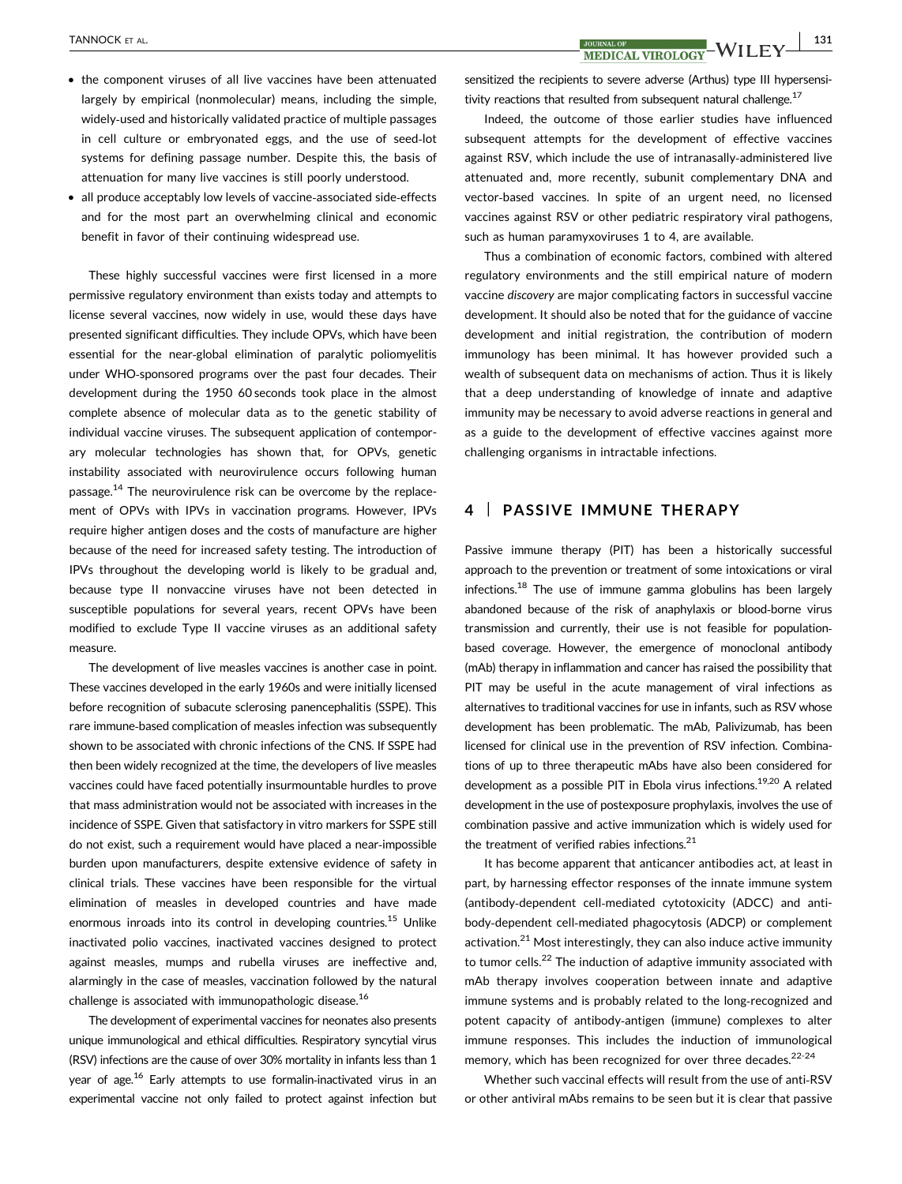- the component viruses of all live vaccines have been attenuated largely by empirical (nonmolecular) means, including the simple, widely-used and historically validated practice of multiple passages in cell culture or embryonated eggs, and the use of seed-lot systems for defining passage number. Despite this, the basis of attenuation for many live vaccines is still poorly understood.
- all produce acceptably low levels of vaccine-associated side-effects and for the most part an overwhelming clinical and economic benefit in favor of their continuing widespread use.

These highly successful vaccines were first licensed in a more permissive regulatory environment than exists today and attempts to license several vaccines, now widely in use, would these days have presented significant difficulties. They include OPVs, which have been essential for the near-global elimination of paralytic poliomyelitis under WHO-sponsored programs over the past four decades. Their development during the 1950 60 seconds took place in the almost complete absence of molecular data as to the genetic stability of individual vaccine viruses. The subsequent application of contemporary molecular technologies has shown that, for OPVs, genetic instability associated with neurovirulence occurs following human passage.[14] The neurovirulence risk can be overcome by the replacement of OPVs with IPVs in vaccination programs. However, IPVs require higher antigen doses and the costs of manufacture are higher because of the need for increased safety testing. The introduction of IPVs throughout the developing world is likely to be gradual and, because type II nonvaccine viruses have not been detected in susceptible populations for several years, recent OPVs have been modified to exclude Type II vaccine viruses as an additional safety measure.

The development of live measles vaccines is another case in point. These vaccines developed in the early 1960s and were initially licensed before recognition of subacute sclerosing panencephalitis (SSPE). This rare immune-based complication of measles infection was subsequently shown to be associated with chronic infections of the CNS. If SSPE had then been widely recognized at the time, the developers of live measles vaccines could have faced potentially insurmountable hurdles to prove that mass administration would not be associated with increases in the incidence of SSPE. Given that satisfactory in vitro markers for SSPE still do not exist, such a requirement would have placed a near-impossible burden upon manufacturers, despite extensive evidence of safety in clinical trials. These vaccines have been responsible for the virtual elimination of measles in developed countries and have made enormous inroads into its control in developing countries.[15] Unlike inactivated polio vaccines, inactivated vaccines designed to protect against measles, mumps and rubella viruses are ineffective and, alarmingly in the case of measles, vaccination followed by the natural challenge is associated with immunopathologic disease.[16]

The development of experimental vaccines for neonates also presents unique immunological and ethical difficulties. Respiratory syncytial virus (RSV) infections are the cause of over 30% mortality in infants less than 1 year of age.[16] Early attempts to use formalin-inactivated virus in an experimental vaccine not only failed to protect against infection but sensitized the recipients to severe adverse (Arthus) type III hypersensitivity reactions that resulted from subsequent natural challenge.[17]

Indeed, the outcome of those earlier studies have influenced subsequent attempts for the development of effective vaccines against RSV, which include the use of intranasally-administered live attenuated and, more recently, subunit complementary DNA and vector-based vaccines. In spite of an urgent need, no licensed vaccines against RSV or other pediatric respiratory viral pathogens, such as human paramyxoviruses 1 to 4, are available.

Thus a combination of economic factors, combined with altered regulatory environments and the still empirical nature of modern vaccine *discovery* are major complicating factors in successful vaccine development. It should also be noted that for the guidance of vaccine development and initial registration, the contribution of modern immunology has been minimal. It has however provided such a wealth of subsequent data on mechanisms of action. Thus it is likely that a deep understanding of knowledge of innate and adaptive immunity may be necessary to avoid adverse reactions in general and as a guide to the development of effective vaccines against more challenging organisms in intractable infections.

## 4 | PASSIVE IMMUNE THERAPY

Passive immune therapy (PIT) has been a historically successful approach to the prevention or treatment of some intoxications or viral infections.[18] The use of immune gamma globulins has been largely abandoned because of the risk of anaphylaxis or blood-borne virus transmission and currently, their use is not feasible for population-based coverage. However, the emergence of monoclonal antibody (mAb) therapy in inflammation and cancer has raised the possibility that PIT may be useful in the acute management of viral infections as alternatives to traditional vaccines for use in infants, such as RSV whose development has been problematic. The mAb, Palivizumab, has been licensed for clinical use in the prevention of RSV infection. Combinations of up to three therapeutic mAbs have also been considered for development as a possible PIT in Ebola virus infections.[19,20] A related development in the use of postexposure prophylaxis, involves the use of combination passive and active immunization which is widely used for the treatment of verified rabies infections.[21]

It has become apparent that anticancer antibodies act, at least in part, by harnessing effector responses of the innate immune system (antibody-dependent cell-mediated cytotoxicity (ADCC) and antibody-dependent cell-mediated phagocytosis (ADCP) or complement activation.[21] Most interestingly, they can also induce active immunity to tumor cells.[22] The induction of adaptive immunity associated with mAb therapy involves cooperation between innate and adaptive immune systems and is probably related to the long-recognized and potent capacity of antibody-antigen (immune) complexes to alter immune responses. This includes the induction of immunological memory, which has been recognized for over three decades.[22-24]

Whether such vaccinal effects will result from the use of anti-RSV or other antiviral mAbs remains to be seen but it is clear that passive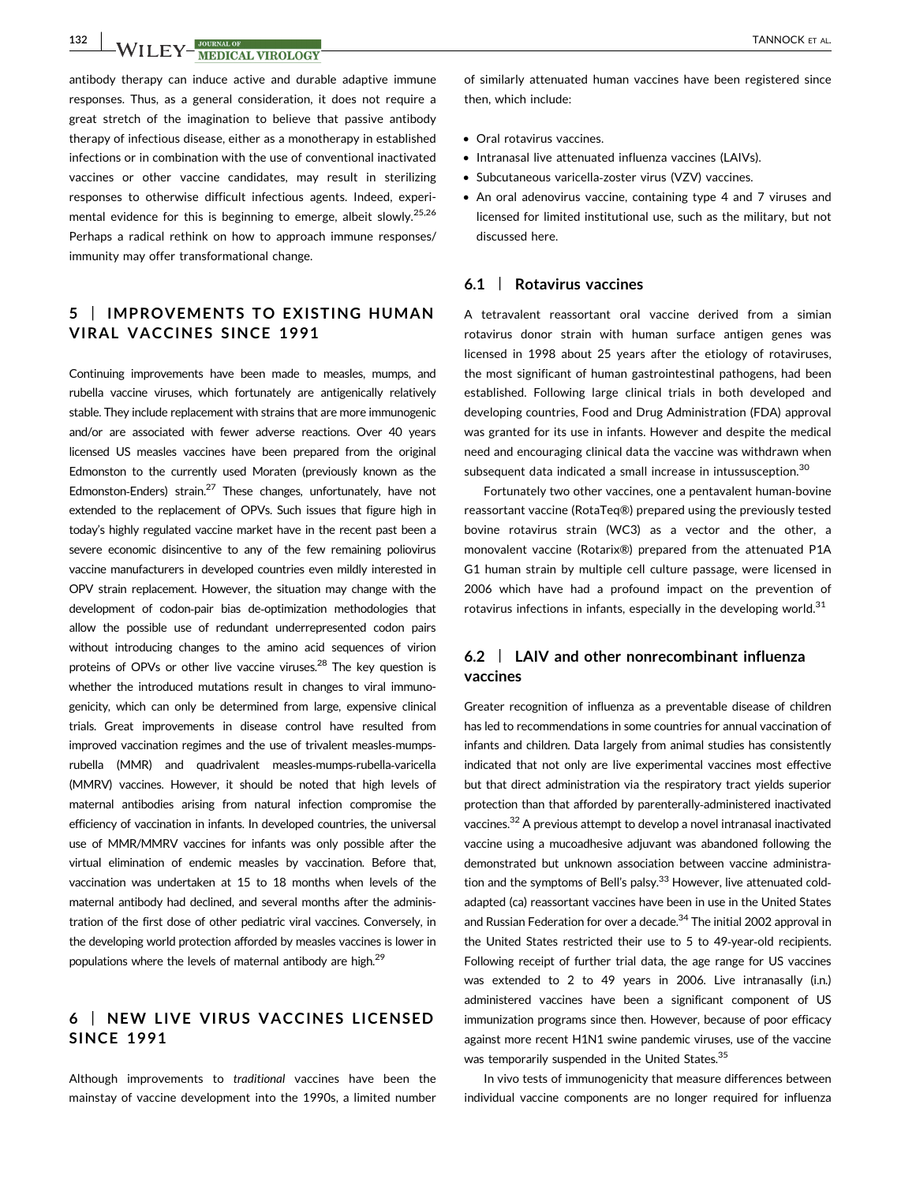antibody therapy can induce active and durable adaptive immune responses. Thus, as a general consideration, it does not require a great stretch of the imagination to believe that passive antibody therapy of infectious disease, either as a monotherapy in established infections or in combination with the use of conventional inactivated vaccines or other vaccine candidates, may result in sterilizing responses to otherwise difficult infectious agents. Indeed, experimental evidence for this is beginning to emerge, albeit slowly.[25,26] Perhaps a radical rethink on how to approach immune responses/immunity may offer transformational change.

## 5 | IMPROVEMENTS TO EXISTING HUMAN VIRAL VACCINES SINCE 1991

Continuing improvements have been made to measles, mumps, and rubella vaccine viruses, which fortunately are antigenically relatively stable. They include replacement with strains that are more immunogenic and/or are associated with fewer adverse reactions. Over 40 years licensed US measles vaccines have been prepared from the original Edmonston to the currently used Moraten (previously known as the Edmonston-Enders) strain.[27] These changes, unfortunately, have not extended to the replacement of OPVs. Such issues that figure high in today's highly regulated vaccine market have in the recent past been a severe economic disincentive to any of the few remaining poliovirus vaccine manufacturers in developed countries even mildly interested in OPV strain replacement. However, the situation may change with the development of codon-pair bias de-optimization methodologies that allow the possible use of redundant underrepresented codon pairs without introducing changes to the amino acid sequences of virion proteins of OPVs or other live vaccine viruses.[28] The key question is whether the introduced mutations result in changes to viral immunogenicity, which can only be determined from large, expensive clinical trials. Great improvements in disease control have resulted from improved vaccination regimes and the use of trivalent measles-mumps-rubella (MMR) and quadrivalent measles-mumps-rubella-varicella (MMRV) vaccines. However, it should be noted that high levels of maternal antibodies arising from natural infection compromise the efficiency of vaccination in infants. In developed countries, the universal use of MMR/MMRV vaccines for infants was only possible after the virtual elimination of endemic measles by vaccination. Before that, vaccination was undertaken at 15 to 18 months when levels of the maternal antibody had declined, and several months after the administration of the first dose of other pediatric viral vaccines. Conversely, in the developing world protection afforded by measles vaccines is lower in populations where the levels of maternal antibody are high.[29]

## 6 | NEW LIVE VIRUS VACCINES LICENSED SINCE 1991

Although improvements to *traditional* vaccines have been the mainstay of vaccine development into the 1990s, a limited number of similarly attenuated human vaccines have been registered since then, which include:

- Oral rotavirus vaccines.
- Intranasal live attenuated influenza vaccines (LAIVs).
- Subcutaneous varicella-zoster virus (VZV) vaccines.
- An oral adenovirus vaccine, containing type 4 and 7 viruses and licensed for limited institutional use, such as the military, but not discussed here.

### 6.1 | Rotavirus vaccines

A tetravalent reassortant oral vaccine derived from a simian rotavirus donor strain with human surface antigen genes was licensed in 1998 about 25 years after the etiology of rotaviruses, the most significant of human gastrointestinal pathogens, had been established. Following large clinical trials in both developed and developing countries, Food and Drug Administration (FDA) approval was granted for its use in infants. However and despite the medical need and encouraging clinical data the vaccine was withdrawn when subsequent data indicated a small increase in intussusception.[30]

Fortunately two other vaccines, one a pentavalent human-bovine reassortant vaccine (RotaTeq®) prepared using the previously tested bovine rotavirus strain (WC3) as a vector and the other, a monovalent vaccine (Rotarix®) prepared from the attenuated P1A G1 human strain by multiple cell culture passage, were licensed in 2006 which have had a profound impact on the prevention of rotavirus infections in infants, especially in the developing world.[31]

### 6.2 | LAIV and other nonrecombinant influenza vaccines

Greater recognition of influenza as a preventable disease of children has led to recommendations in some countries for annual vaccination of infants and children. Data largely from animal studies has consistently indicated that not only are live experimental vaccines most effective but that direct administration via the respiratory tract yields superior protection than that afforded by parenterally-administered inactivated vaccines.[32] A previous attempt to develop a novel intranasal inactivated vaccine using a mucoadhesive adjuvant was abandoned following the demonstrated but unknown association between vaccine administration and the symptoms of Bell's palsy.[33] However, live attenuated cold-adapted (ca) reassortant vaccines have been in use in the United States and Russian Federation for over a decade.[34] The initial 2002 approval in the United States restricted their use to 5 to 49-year-old recipients. Following receipt of further trial data, the age range for US vaccines was extended to 2 to 49 years in 2006. Live intranasally (i.n.) administered vaccines have been a significant component of US immunization programs since then. However, because of poor efficacy against more recent H1N1 swine pandemic viruses, use of the vaccine was temporarily suspended in the United States.[35]

In vivo tests of immunogenicity that measure differences between individual vaccine components are no longer required for influenza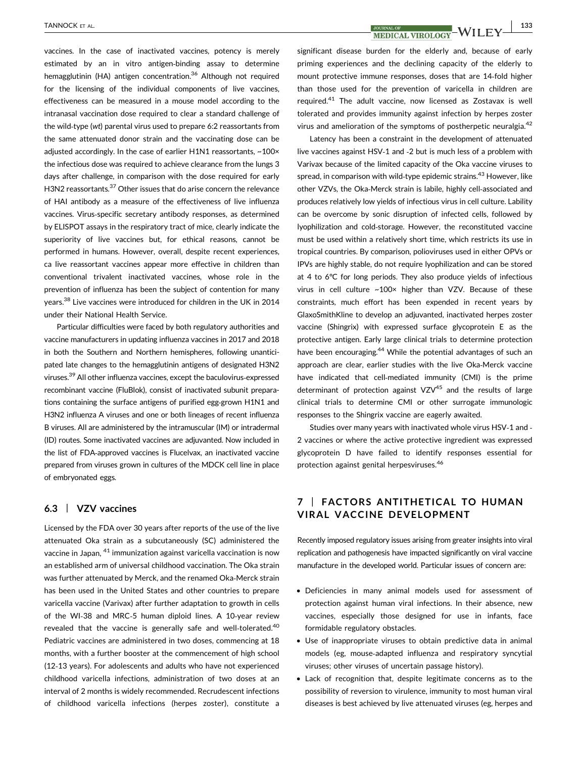vaccines. In the case of inactivated vaccines, potency is merely estimated by an in vitro antigen-binding assay to determine hemagglutinin (HA) antigen concentration.[36] Although not required for the licensing of the individual components of live vaccines, effectiveness can be measured in a mouse model according to the intranasal vaccination dose required to clear a standard challenge of the wild-type (*wt*) parental virus used to prepare 6:2 reassortants from the same attenuated donor strain and the vaccinating dose can be adjusted accordingly. In the case of earlier H1N1 reassortants, ~100× the infectious dose was required to achieve clearance from the lungs 3 days after challenge, in comparison with the dose required for early H3N2 reassortants.[37] Other issues that do arise concern the relevance of HAI antibody as a measure of the effectiveness of live influenza vaccines. Virus-specific secretary antibody responses, as determined by ELISPOT assays in the respiratory tract of mice, clearly indicate the superiority of live vaccines but, for ethical reasons, cannot be performed in humans. However, overall, despite recent experiences, ca live reassortant vaccines appear more effective in children than conventional trivalent inactivated vaccines, whose role in the prevention of influenza has been the subject of contention for many years.[38] Live vaccines were introduced for children in the UK in 2014 under their National Health Service.

Particular difficulties were faced by both regulatory authorities and vaccine manufacturers in updating influenza vaccines in 2017 and 2018 in both the Southern and Northern hemispheres, following unanticipated late changes to the hemagglutinin antigens of designated H3N2 viruses.[39] All other influenza vaccines, except the baculovirus-expressed recombinant vaccine (FluBlok), consist of inactivated subunit preparations containing the surface antigens of purified egg-grown H1N1 and H3N2 influenza A viruses and one or both lineages of recent influenza B viruses. All are administered by the intramuscular (IM) or intradermal (ID) routes. Some inactivated vaccines are adjuvanted. Now included in the list of FDA-approved vaccines is Flucelvax, an inactivated vaccine prepared from viruses grown in cultures of the MDCK cell line in place of embryonated eggs.

### 6.3 | VZV vaccines

Licensed by the FDA over 30 years after reports of the use of the live attenuated Oka strain as a subcutaneously (SC) administered the vaccine in Japan, [41] immunization against varicella vaccination is now an established arm of universal childhood vaccination. The Oka strain was further attenuated by Merck, and the renamed Oka-Merck strain has been used in the United States and other countries to prepare varicella vaccine (Varivax) after further adaptation to growth in cells of the WI-38 and MRC-5 human diploid lines. A 10-year review revealed that the vaccine is generally safe and well-tolerated.[40] Pediatric vaccines are administered in two doses, commencing at 18 months, with a further booster at the commencement of high school (12-13 years). For adolescents and adults who have not experienced childhood varicella infections, administration of two doses at an interval of 2 months is widely recommended. Recrudescent infections of childhood varicella infections (herpes zoster), constitute a significant disease burden for the elderly and, because of early priming experiences and the declining capacity of the elderly to mount protective immune responses, doses that are 14-fold higher than those used for the prevention of varicella in children are required.[41] The adult vaccine, now licensed as Zostavax is well tolerated and provides immunity against infection by herpes zoster virus and amelioration of the symptoms of postherpetic neuralgia.[42]

Latency has been a constraint in the development of attenuated live vaccines against HSV-1 and -2 but is much less of a problem with Varivax because of the limited capacity of the Oka vaccine viruses to spread, in comparison with wild-type epidemic strains.[43] However, like other VZVs, the Oka-Merck strain is labile, highly cell-associated and produces relatively low yields of infectious virus in cell culture. Lability can be overcome by sonic disruption of infected cells, followed by lyophilization and cold-storage. However, the reconstituted vaccine must be used within a relatively short time, which restricts its use in tropical countries. By comparison, polioviruses used in either OPVs or IPVs are highly stable, do not require lyophilization and can be stored at 4 to 6°C for long periods. They also produce yields of infectious virus in cell culture ~100× higher than VZV. Because of these constraints, much effort has been expended in recent years by GlaxoSmithKline to develop an adjuvanted, inactivated herpes zoster vaccine (Shingrix) with expressed surface glycoprotein E as the protective antigen. Early large clinical trials to determine protection have been encouraging.[44] While the potential advantages of such an approach are clear, earlier studies with the live Oka-Merck vaccine have indicated that cell-mediated immunity (CMI) is the prime determinant of protection against VZV[45] and the results of large clinical trials to determine CMI or other surrogate immunologic responses to the Shingrix vaccine are eagerly awaited.

Studies over many years with inactivated whole virus HSV-1 and -2 vaccines or where the active protective ingredient was expressed glycoprotein D have failed to identify responses essential for protection against genital herpesviruses.[46]

## 7 | FACTORS ANTITHETICAL TO HUMAN VIRAL VACCINE DEVELOPMENT

Recently imposed regulatory issues arising from greater insights into viral replication and pathogenesis have impacted significantly on viral vaccine manufacture in the developed world. Particular issues of concern are:

- Deficiencies in many animal models used for assessment of protection against human viral infections. In their absence, new vaccines, especially those designed for use in infants, face formidable regulatory obstacles.
- Use of inappropriate viruses to obtain predictive data in animal models (eg, mouse-adapted influenza and respiratory syncytial viruses; other viruses of uncertain passage history).
- Lack of recognition that, despite legitimate concerns as to the possibility of reversion to virulence, immunity to most human viral diseases is best achieved by live attenuated viruses (eg, herpes and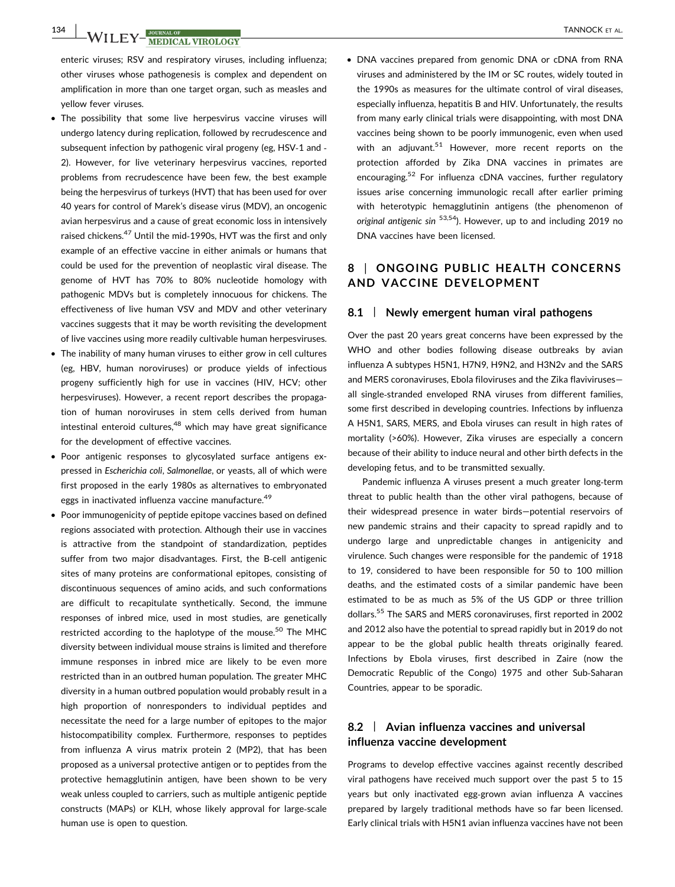enteric viruses; RSV and respiratory viruses, including influenza; other viruses whose pathogenesis is complex and dependent on amplification in more than one target organ, such as measles and yellow fever viruses.

- The possibility that some live herpesvirus vaccine viruses will undergo latency during replication, followed by recrudescence and subsequent infection by pathogenic viral progeny (eg, HSV-1 and -2). However, for live veterinary herpesvirus vaccines, reported problems from recrudescence have been few, the best example being the herpesvirus of turkeys (HVT) that has been used for over 40 years for control of Marek's disease virus (MDV), an oncogenic avian herpesvirus and a cause of great economic loss in intensively raised chickens.[47] Until the mid-1990s, HVT was the first and only example of an effective vaccine in either animals or humans that could be used for the prevention of neoplastic viral disease. The genome of HVT has 70% to 80% nucleotide homology with pathogenic MDVs but is completely innocuous for chickens. The effectiveness of live human VSV and MDV and other veterinary vaccines suggests that it may be worth revisiting the development of live vaccines using more readily cultivable human herpesviruses.
- The inability of many human viruses to either grow in cell cultures (eg, HBV, human noroviruses) or produce yields of infectious progeny sufficiently high for use in vaccines (HIV, HCV; other herpesviruses). However, a recent report describes the propagation of human noroviruses in stem cells derived from human intestinal enteroid cultures,[48] which may have great significance for the development of effective vaccines.
- Poor antigenic responses to glycosylated surface antigens expressed in *Escherichia coli*, *Salmonellae*, or yeasts, all of which were first proposed in the early 1980s as alternatives to embryonated eggs in inactivated influenza vaccine manufacture.[49]
- Poor immunogenicity of peptide epitope vaccines based on defined regions associated with protection. Although their use in vaccines is attractive from the standpoint of standardization, peptides suffer from two major disadvantages. First, the B-cell antigenic sites of many proteins are conformational epitopes, consisting of discontinuous sequences of amino acids, and such conformations are difficult to recapitulate synthetically. Second, the immune responses of inbred mice, used in most studies, are genetically restricted according to the haplotype of the mouse.[50] The MHC diversity between individual mouse strains is limited and therefore immune responses in inbred mice are likely to be even more restricted than in an outbred human population. The greater MHC diversity in a human outbred population would probably result in a high proportion of nonresponders to individual peptides and necessitate the need for a large number of epitopes to the major histocompatibility complex. Furthermore, responses to peptides from influenza A virus matrix protein 2 (MP2), that has been proposed as a universal protective antigen or to peptides from the protective hemagglutinin antigen, have been shown to be very weak unless coupled to carriers, such as multiple antigenic peptide constructs (MAPs) or KLH, whose likely approval for large-scale human use is open to question.
- DNA vaccines prepared from genomic DNA or cDNA from RNA viruses and administered by the IM or SC routes, widely touted in the 1990s as measures for the ultimate control of viral diseases, especially influenza, hepatitis B and HIV. Unfortunately, the results from many early clinical trials were disappointing, with most DNA vaccines being shown to be poorly immunogenic, even when used with an adjuvant.[51] However, more recent reports on the protection afforded by Zika DNA vaccines in primates are encouraging.[52] For influenza cDNA vaccines, further regulatory issues arise concerning immunologic recall after earlier priming with heterotypic hemagglutinin antigens (the phenomenon of *original antigenic sin* [53,54]). However, up to and including 2019 no DNA vaccines have been licensed.

## 8 | ONGOING PUBLIC HEALTH CONCERNS AND VACCINE DEVELOPMENT

### 8.1 | Newly emergent human viral pathogens

Over the past 20 years great concerns have been expressed by the WHO and other bodies following disease outbreaks by avian influenza A subtypes H5N1, H7N9, H9N2, and H3N2v and the SARS and MERS coronaviruses, Ebola filoviruses and the Zika flaviviruses—all single-stranded enveloped RNA viruses from different families, some first described in developing countries. Infections by influenza A H5N1, SARS, MERS, and Ebola viruses can result in high rates of mortality (>60%). However, Zika viruses are especially a concern because of their ability to induce neural and other birth defects in the developing fetus, and to be transmitted sexually.

Pandemic influenza A viruses present a much greater long-term threat to public health than the other viral pathogens, because of their widespread presence in water birds—potential reservoirs of new pandemic strains and their capacity to spread rapidly and to undergo large and unpredictable changes in antigenicity and virulence. Such changes were responsible for the pandemic of 1918 to 19, considered to have been responsible for 50 to 100 million deaths, and the estimated costs of a similar pandemic have been estimated to be as much as 5% of the US GDP or three trillion dollars.[55] The SARS and MERS coronaviruses, first reported in 2002 and 2012 also have the potential to spread rapidly but in 2019 do not appear to be the global public health threats originally feared. Infections by Ebola viruses, first described in Zaire (now the Democratic Republic of the Congo) 1975 and other Sub-Saharan Countries, appear to be sporadic.

### 8.2 | Avian influenza vaccines and universal influenza vaccine development

Programs to develop effective vaccines against recently described viral pathogens have received much support over the past 5 to 15 years but only inactivated egg-grown avian influenza A vaccines prepared by largely traditional methods have so far been licensed. Early clinical trials with H5N1 avian influenza vaccines have not been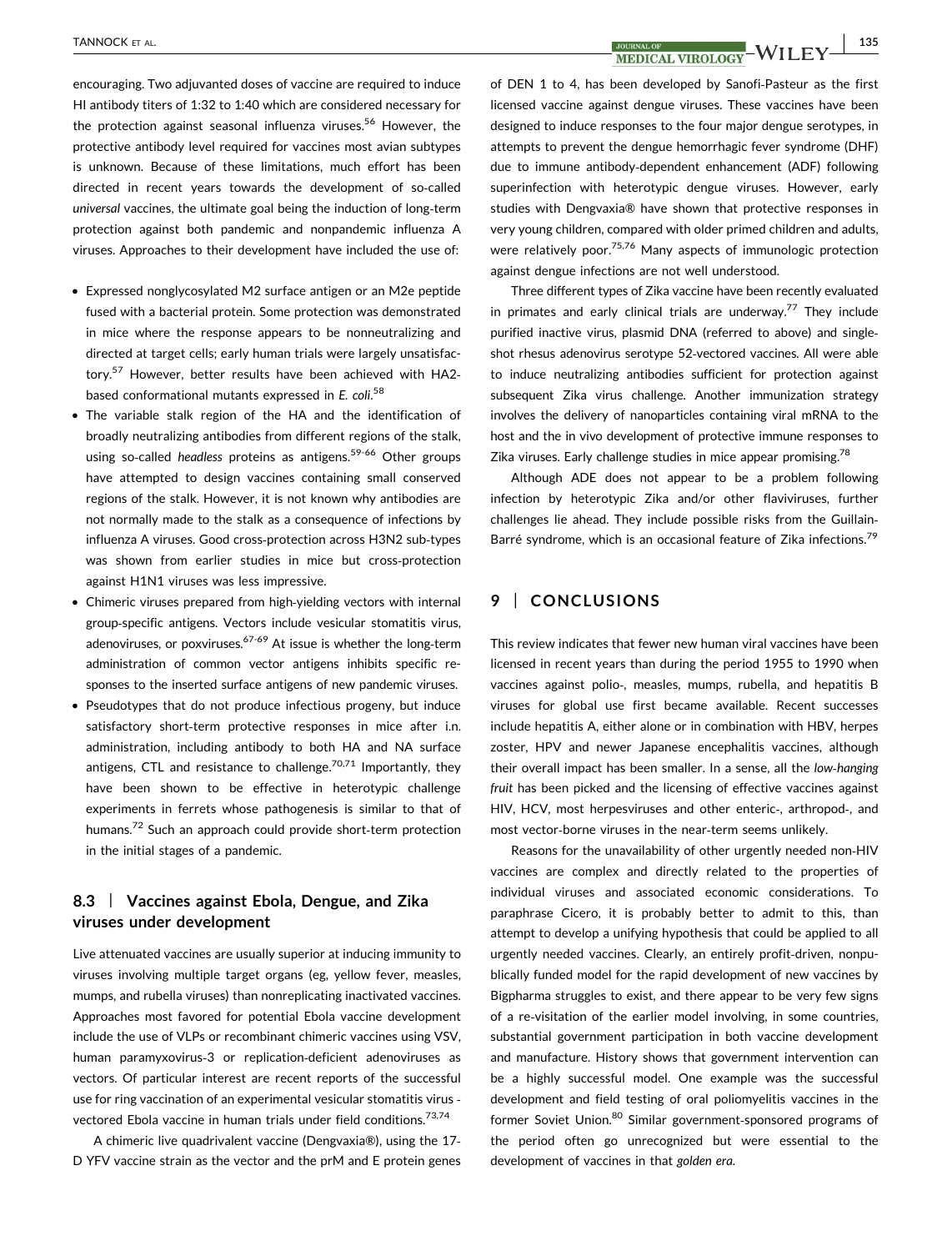encouraging. Two adjuvanted doses of vaccine are required to induce HI antibody titers of 1:32 to 1:40 which are considered necessary for the protection against seasonal influenza viruses.[56] However, the protective antibody level required for vaccines most avian subtypes is unknown. Because of these limitations, much effort has been directed in recent years towards the development of so-called *universal* vaccines, the ultimate goal being the induction of long-term protection against both pandemic and nonpandemic influenza A viruses. Approaches to their development have included the use of:

- Expressed nonglycosylated M2 surface antigen or an M2e peptide fused with a bacterial protein. Some protection was demonstrated in mice where the response appears to be nonneutralizing and directed at target cells; early human trials were largely unsatisfactory.[57] However, better results have been achieved with HA2-based conformational mutants expressed in *E. coli*.[58]
- The variable stalk region of the HA and the identification of broadly neutralizing antibodies from different regions of the stalk, using so-called *headless* proteins as antigens.[59-66] Other groups have attempted to design vaccines containing small conserved regions of the stalk. However, it is not known why antibodies are not normally made to the stalk as a consequence of infections by influenza A viruses. Good cross-protection across H3N2 sub-types was shown from earlier studies in mice but cross-protection against H1N1 viruses was less impressive.
- Chimeric viruses prepared from high-yielding vectors with internal group-specific antigens. Vectors include vesicular stomatitis virus, adenoviruses, or poxviruses.[67-69] At issue is whether the long-term administration of common vector antigens inhibits specific responses to the inserted surface antigens of new pandemic viruses.
- Pseudotypes that do not produce infectious progeny, but induce satisfactory short-term protective responses in mice after i.n. administration, including antibody to both HA and NA surface antigens, CTL and resistance to challenge.[70,71] Importantly, they have been shown to be effective in heterotypic challenge experiments in ferrets whose pathogenesis is similar to that of humans.[72] Such an approach could provide short-term protection in the initial stages of a pandemic.

### 8.3 | Vaccines against Ebola, Dengue, and Zika viruses under development

Live attenuated vaccines are usually superior at inducing immunity to viruses involving multiple target organs (eg, yellow fever, measles, mumps, and rubella viruses) than nonreplicating inactivated vaccines. Approaches most favored for potential Ebola vaccine development include the use of VLPs or recombinant chimeric vaccines using VSV, human paramyxovirus-3 or replication-deficient adenoviruses as vectors. Of particular interest are recent reports of the successful use for ring vaccination of an experimental vesicular stomatitis virus - vectored Ebola vaccine in human trials under field conditions.[73,74]

A chimeric live quadrivalent vaccine (Dengvaxia®), using the 17-D YFV vaccine strain as the vector and the prM and E protein genes of DEN 1 to 4, has been developed by Sanofi-Pasteur as the first licensed vaccine against dengue viruses. These vaccines have been designed to induce responses to the four major dengue serotypes, in attempts to prevent the dengue hemorrhagic fever syndrome (DHF) due to immune antibody-dependent enhancement (ADF) following superinfection with heterotypic dengue viruses. However, early studies with Dengvaxia® have shown that protective responses in very young children, compared with older primed children and adults, were relatively poor.[75,76] Many aspects of immunologic protection against dengue infections are not well understood.

Three different types of Zika vaccine have been recently evaluated in primates and early clinical trials are underway.[77] They include purified inactive virus, plasmid DNA (referred to above) and single-shot rhesus adenovirus serotype 52-vectored vaccines. All were able to induce neutralizing antibodies sufficient for protection against subsequent Zika virus challenge. Another immunization strategy involves the delivery of nanoparticles containing viral mRNA to the host and the in vivo development of protective immune responses to Zika viruses. Early challenge studies in mice appear promising.[78]

Although ADE does not appear to be a problem following infection by heterotypic Zika and/or other flaviviruses, further challenges lie ahead. They include possible risks from the Guillain-Barré syndrome, which is an occasional feature of Zika infections.[79]

## 9 | CONCLUSIONS

This review indicates that fewer new human viral vaccines have been licensed in recent years than during the period 1955 to 1990 when vaccines against polio-, measles, mumps, rubella, and hepatitis B viruses for global use first became available. Recent successes include hepatitis A, either alone or in combination with HBV, herpes zoster, HPV and newer Japanese encephalitis vaccines, although their overall impact has been smaller. In a sense, all the *low-hanging fruit* has been picked and the licensing of effective vaccines against HIV, HCV, most herpesviruses and other enteric-, arthropod-, and most vector-borne viruses in the near-term seems unlikely.

Reasons for the unavailability of other urgently needed non-HIV vaccines are complex and directly related to the properties of individual viruses and associated economic considerations. To paraphrase Cicero, it is probably better to admit to this, than attempt to develop a unifying hypothesis that could be applied to all urgently needed vaccines. Clearly, an entirely profit-driven, nonpublically funded model for the rapid development of new vaccines by Bigpharma struggles to exist, and there appear to be very few signs of a re-visitation of the earlier model involving, in some countries, substantial government participation in both vaccine development and manufacture. History shows that government intervention can be a highly successful model. One example was the successful development and field testing of oral poliomyelitis vaccines in the former Soviet Union.[80] Similar government-sponsored programs of the period often go unrecognized but were essential to the development of vaccines in that *golden era.*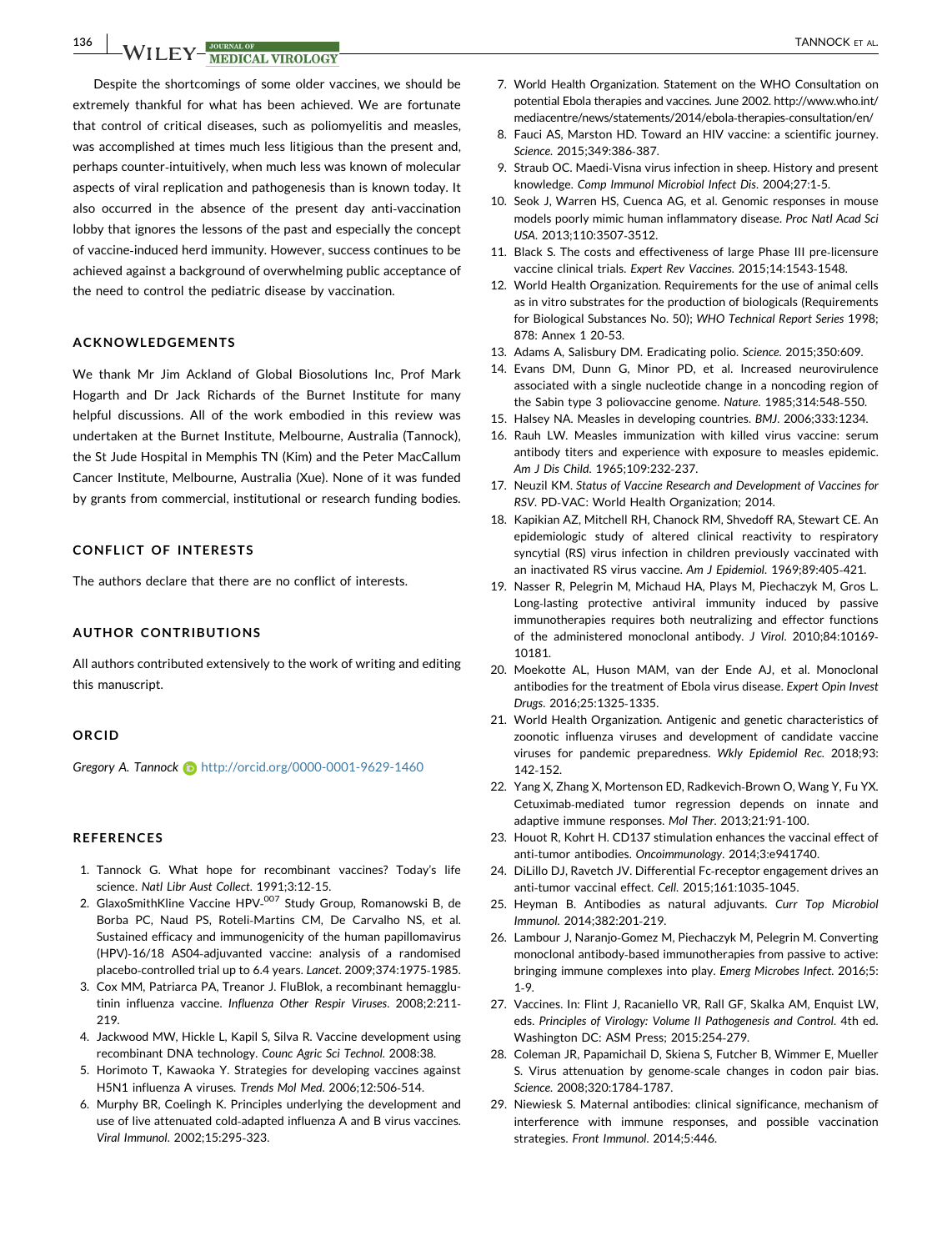Despite the shortcomings of some older vaccines, we should be extremely thankful for what has been achieved. We are fortunate that control of critical diseases, such as poliomyelitis and measles, was accomplished at times much less litigious than the present and, perhaps counter-intuitively, when much less was known of molecular aspects of viral replication and pathogenesis than is known today. It also occurred in the absence of the present day anti-vaccination lobby that ignores the lessons of the past and especially the concept of vaccine-induced herd immunity. However, success continues to be achieved against a background of overwhelming public acceptance of the need to control the pediatric disease by vaccination.

## ACKNOWLEDGEMENTS

We thank Mr Jim Ackland of Global Biosolutions Inc, Prof Mark Hogarth and Dr Jack Richards of the Burnet Institute for many helpful discussions. All of the work embodied in this review was undertaken at the Burnet Institute, Melbourne, Australia (Tannock), the St Jude Hospital in Memphis TN (Kim) and the Peter MacCallum Cancer Institute, Melbourne, Australia (Xue). None of it was funded by grants from commercial, institutional or research funding bodies.

## CONFLICT OF INTERESTS

The authors declare that there are no conflict of interests.

## AUTHOR CONTRIBUTIONS

All authors contributed extensively to the work of writing and editing this manuscript.

## ORCID

*Gregory A. Tannock* http://orcid.org/0000-0001-9629-1460

## REFERENCES

1. Tannock G. What hope for recombinant vaccines? Today's life science. *Natl Libr Aust Collect*. 1991;3:12-15.
2. GlaxoSmithKline Vaccine HPV-007 Study Group, Romanowski B, de Borba PC, Naud PS, Roteli-Martins CM, De Carvalho NS, et al. Sustained efficacy and immunogenicity of the human papillomavirus (HPV)-16/18 AS04-adjuvanted vaccine: analysis of a randomised placebo-controlled trial up to 6.4 years. *Lancet*. 2009;374:1975-1985.
3. Cox MM, Patriarca PA, Treanor J. FluBlok, a recombinant hemagglutinin influenza vaccine. *Influenza Other Respir Viruses*. 2008;2:211-219.
4. Jackwood MW, Hickle L, Kapil S, Silva R. Vaccine development using recombinant DNA technology. *Counc Agric Sci Technol*. 2008:38.
5. Horimoto T, Kawaoka Y. Strategies for developing vaccines against H5N1 influenza A viruses. *Trends Mol Med*. 2006;12:506-514.
6. Murphy BR, Coelingh K. Principles underlying the development and use of live attenuated cold-adapted influenza A and B virus vaccines. *Viral Immunol*. 2002;15:295-323.
7. World Health Organization. Statement on the WHO Consultation on potential Ebola therapies and vaccines. June 2002. http://www.who.int/mediacentre/news/statements/2014/ebola-therapies-consultation/en/
8. Fauci AS, Marston HD. Toward an HIV vaccine: a scientific journey. *Science*. 2015;349:386-387.
9. Straub OC. Maedi-Visna virus infection in sheep. History and present knowledge. *Comp Immunol Microbiol Infect Dis*. 2004;27:1-5.
10. Seok J, Warren HS, Cuenca AG, et al. Genomic responses in mouse models poorly mimic human inflammatory disease. *Proc Natl Acad Sci USA*. 2013;110:3507-3512.
11. Black S. The costs and effectiveness of large Phase III pre-licensure vaccine clinical trials. *Expert Rev Vaccines*. 2015;14:1543-1548.
12. World Health Organization. Requirements for the use of animal cells as in vitro substrates for the production of biologicals (Requirements for Biological Substances No. 50); *WHO Technical Report Series* 1998; 878: Annex 1 20-53.
13. Adams A, Salisbury DM. Eradicating polio. *Science*. 2015;350:609.
14. Evans DM, Dunn G, Minor PD, et al. Increased neurovirulence associated with a single nucleotide change in a noncoding region of the Sabin type 3 poliovaccine genome. *Nature*. 1985;314:548-550.
15. Halsey NA. Measles in developing countries. *BMJ*. 2006;333:1234.
16. Rauh LW. Measles immunization with killed virus vaccine: serum antibody titers and experience with exposure to measles epidemic. *Am J Dis Child*. 1965;109:232-237.
17. Neuzil KM. *Status of Vaccine Research and Development of Vaccines for RSV*. PD-VAC: World Health Organization; 2014.
18. Kapikian AZ, Mitchell RH, Chanock RM, Shvedoff RA, Stewart CE. An epidemiologic study of altered clinical reactivity to respiratory syncytial (RS) virus infection in children previously vaccinated with an inactivated RS virus vaccine. *Am J Epidemiol*. 1969;89:405-421.
19. Nasser R, Pelegrin M, Michaud HA, Plays M, Piechaczyk M, Gros L. Long-lasting protective antiviral immunity induced by passive immunotherapies requires both neutralizing and effector functions of the administered monoclonal antibody. *J Virol*. 2010;84:10169-10181.
20. Moekotte AL, Huson MAM, van der Ende AJ, et al. Monoclonal antibodies for the treatment of Ebola virus disease. *Expert Opin Invest Drugs*. 2016;25:1325-1335.
21. World Health Organization. Antigenic and genetic characteristics of zoonotic influenza viruses and development of candidate vaccine viruses for pandemic preparedness. *Wkly Epidemiol Rec*. 2018;93: 142-152.
22. Yang X, Zhang X, Mortenson ED, Radkevich-Brown O, Wang Y, Fu YX. Cetuximab-mediated tumor regression depends on innate and adaptive immune responses. *Mol Ther*. 2013;21:91-100.
23. Houot R, Kohrt H. CD137 stimulation enhances the vaccinal effect of anti-tumor antibodies. *Oncoimmunology*. 2014;3:e941740.
24. DiLillo DJ, Ravetch JV. Differential Fc-receptor engagement drives an anti-tumor vaccinal effect. *Cell*. 2015;161:1035-1045.
25. Heyman B. Antibodies as natural adjuvants. *Curr Top Microbiol Immunol*. 2014;382:201-219.
26. Lambour J, Naranjo-Gomez M, Piechaczyk M, Pelegrin M. Converting monoclonal antibody-based immunotherapies from passive to active: bringing immune complexes into play. *Emerg Microbes Infect*. 2016;5: 1-9.
27. Vaccines. In: Flint J, Racaniello VR, Rall GF, Skalka AM, Enquist LW, eds. *Principles of Virology: Volume II Pathogenesis and Control*. 4th ed. Washington DC: ASM Press; 2015:254-279.
28. Coleman JR, Papamichail D, Skiena S, Futcher B, Wimmer E, Mueller S. Virus attenuation by genome-scale changes in codon pair bias. *Science*. 2008;320:1784-1787.
29. Niewiesk S. Maternal antibodies: clinical significance, mechanism of interference with immune responses, and possible vaccination strategies. *Front Immunol*. 2014;5:446.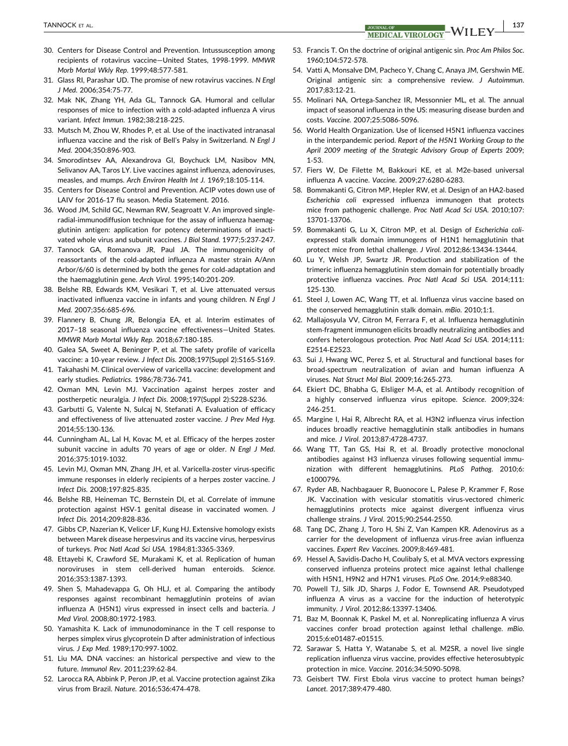30. Centers for Disease Control and Prevention. Intussusception among recipients of rotavirus vaccine—United States, 1998-1999. *MMWR Morb Mortal Wkly Rep*. 1999;48:577-581.
31. Glass RI, Parashar UD. The promise of new rotavirus vaccines. *N Engl J Med*. 2006;354:75-77.
32. Mak NK, Zhang YH, Ada GL, Tannock GA. Humoral and cellular responses of mice to infection with a cold-adapted influenza A virus variant. *Infect Immun*. 1982;38:218-225.
33. Mutsch M, Zhou W, Rhodes P, et al. Use of the inactivated intranasal influenza vaccine and the risk of Bell's Palsy in Switzerland. *N Engl J Med*. 2004;350:896-903.
34. Smorodintsev AA, Alexandrova GI, Boychuck LM, Nasibov MN, Selivanov AA, Taros LY. Live vaccines against influenza, adenoviruses, measles, and mumps. *Arch Environ Health Int J*. 1969;18:105-114.
35. Centers for Disease Control and Prevention. ACIP votes down use of LAIV for 2016-17 flu season. Media Statement. 2016.
36. Wood JM, Schild GC, Newman RW, Seagroatt V. An improved single-radial-immunodiffusion technique for the assay of influenza haemagglutinin antigen: application for potency determinations of inactivated whole virus and subunit vaccines. *J Biol Stand*. 1977;5:237-247.
37. Tannock GA, Romanova JR, Paul JA. The immunogenicity of reassortants of the cold-adapted influenza A master strain A/Ann Arbor/6/60 is determined by both the genes for cold-adaptation and the haemagglutinin gene. *Arch Virol*. 1995;140:201-209.
38. Belshe RB, Edwards KM, Vesikari T, et al. Live attenuated versus inactivated influenza vaccine in infants and young children. *N Engl J Med*. 2007;356:685-696.
39. Flannery B, Chung JR, Belongia EA, et al. Interim estimates of 2017–18 seasonal influenza vaccine effectiveness—United States. *MMWR Morb Mortal Wkly Rep*. 2018;67:180-185.
40. Galea SA, Sweet A, Beninger P, et al. The safety profile of varicella vaccine: a 10-year review. *J Infect Dis*. 2008;197(Suppl 2):S165-S169.
41. Takahashi M. Clinical overview of varicella vaccine: development and early studies. *Pediatrics*. 1986;78:736-741.
42. Oxman MN, Levin MJ. Vaccination against herpes zoster and postherpetic neuralgia. *J Infect Dis*. 2008;197(Suppl 2):S228-S236.
43. Garbutti G, Valente N, Sulcaj N, Stefanati A. Evaluation of efficacy and effectiveness of live attenuated zoster vaccine. *J Prev Med Hyg*. 2014;55:130-136.
44. Cunningham AL, Lal H, Kovac M, et al. Efficacy of the herpes zoster subunit vaccine in adults 70 years of age or older. *N Engl J Med*. 2016;375:1019-1032.
45. Levin MJ, Oxman MN, Zhang JH, et al. Varicella-zoster virus-specific immune responses in elderly recipients of a herpes zoster vaccine. *J Infect Dis*. 2008;197:825-835.
46. Belshe RB, Heineman TC, Bernstein DI, et al. Correlate of immune protection against HSV-1 genital disease in vaccinated women. *J Infect Dis*. 2014;209:828-836.
47. Gibbs CP, Nazerian K, Velicer LF, Kung HJ. Extensive homology exists between Marek disease herpesvirus and its vaccine virus, herpesvirus of turkeys. *Proc Natl Acad Sci USA*. 1984;81:3365-3369.
48. Ettayebi K, Crawford SE, Murakami K, et al. Replication of human noroviruses in stem cell-derived human enteroids. *Science*. 2016;353:1387-1393.
49. Shen S, Mahadevappa G, Oh HLJ, et al. Comparing the antibody responses against recombinant hemagglutinin proteins of avian influenza A (H5N1) virus expressed in insect cells and bacteria. *J Med Virol*. 2008;80:1972-1983.
50. Yamashita K. Lack of immunodominance in the T cell response to herpes simplex virus glycoprotein D after administration of infectious virus. *J Exp Med*. 1989;170:997-1002.
51. Liu MA. DNA vaccines: an historical perspective and view to the future. *Immunol Rev*. 2011;239:62-84.
52. Larocca RA, Abbink P, Peron JP, et al. Vaccine protection against Zika virus from Brazil. *Nature*. 2016;536:474-478.
53. Francis T. On the doctrine of original antigenic sin. *Proc Am Philos Soc*. 1960;104:572-578.
54. Vatti A, Monsalve DM, Pacheco Y, Chang C, Anaya JM, Gershwin ME. Original antigenic sin: a comprehensive review. *J Autoimmun*. 2017;83:12-21.
55. Molinari NA, Ortega-Sanchez IR, Messonnier ML, et al. The annual impact of seasonal influenza in the US: measuring disease burden and costs. *Vaccine*. 2007;25:5086-5096.
56. World Health Organization. Use of licensed H5N1 influenza vaccines in the interpandemic period. *Report of the H5N1 Working Group to the April 2009 meeting of the Strategic Advisory Group of Experts* 2009; 1-53.
57. Fiers W, De Filette M, Bakkouri KE, et al. M2e-based universal influenza A vaccine. *Vaccine*. 2009;27:6280-6283.
58. Bommakanti G, Citron MP, Hepler RW, et al. Design of an HA2-based *Escherichia coli* expressed influenza immunogen that protects mice from pathogenic challenge. *Proc Natl Acad Sci USA*. 2010;107: 13701-13706.
59. Bommakanti G, Lu X, Citron MP, et al. Design of *Escherichia coli*-expressed stalk domain immunogens of H1N1 hemagglutinin that protect mice from lethal challenge. *J Virol*. 2012;86:13434-13444.
60. Lu Y, Welsh JP, Swartz JR. Production and stabilization of the trimeric influenza hemagglutinin stem domain for potentially broadly protective influenza vaccines. *Proc Natl Acad Sci USA*. 2014;111: 125-130.
61. Steel J, Lowen AC, Wang TT, et al. Influenza virus vaccine based on the conserved hemagglutinin stalk domain. *mBio*. 2010;1:1.
62. Mallajosyula VV, Citron M, Ferrara F, et al. Influenza hemagglutinin stem-fragment immunogen elicits broadly neutralizing antibodies and confers heterologous protection. *Proc Natl Acad Sci USA*. 2014;111: E2514-E2523.
63. Sui J, Hwang WC, Perez S, et al. Structural and functional bases for broad-spectrum neutralization of avian and human influenza A viruses. *Nat Struct Mol Biol*. 2009;16:265-273.
64. Ekiert DC, Bhabha G, Elsliger M-A, et al. Antibody recognition of a highly conserved influenza virus epitope. *Science*. 2009;324: 246-251.
65. Margine I, Hai R, Albrecht RA, et al. H3N2 influenza virus infection induces broadly reactive hemagglutinin stalk antibodies in humans and mice. *J Virol*. 2013;87:4728-4737.
66. Wang TT, Tan GS, Hai R, et al. Broadly protective monoclonal antibodies against H3 influenza viruses following sequential immunization with different hemagglutinins. *PLoS Pathog*. 2010;6: e1000796.
67. Ryder AB, Nachbagauer R, Buonocore L, Palese P, Krammer F, Rose JK. Vaccination with vesicular stomatitis virus-vectored chimeric hemagglutinins protects mice against divergent influenza virus challenge strains. *J Virol*. 2015;90:2544-2550.
68. Tang DC, Zhang J, Toro H, Shi Z, Van Kampen KR. Adenovirus as a carrier for the development of influenza virus-free avian influenza vaccines. *Expert Rev Vaccines*. 2009;8:469-481.
69. Hessel A, Savidis-Dacho H, Coulibaly S, et al. MVA vectors expressing conserved influenza proteins protect mice against lethal challenge with H5N1, H9N2 and H7N1 viruses. *PLoS One*. 2014;9:e88340.
70. Powell TJ, Silk JD, Sharps J, Fodor E, Townsend AR. Pseudotyped influenza A virus as a vaccine for the induction of heterotypic immunity. *J Virol*. 2012;86:13397-13406.
71. Baz M, Boonnak K, Paskel M, et al. Nonreplicating influenza A virus vaccines confer broad protection against lethal challenge. *mBio*. 2015;6:e01487-e01515.
72. Sarawar S, Hatta Y, Watanabe S, et al. M2SR, a novel live single replication influenza virus vaccine, provides effective heterosubtypic protection in mice. *Vaccine*. 2016;34:5090-5098.
73. Geisbert TW. First Ebola virus vaccine to protect human beings? *Lancet*. 2017;389:479-480.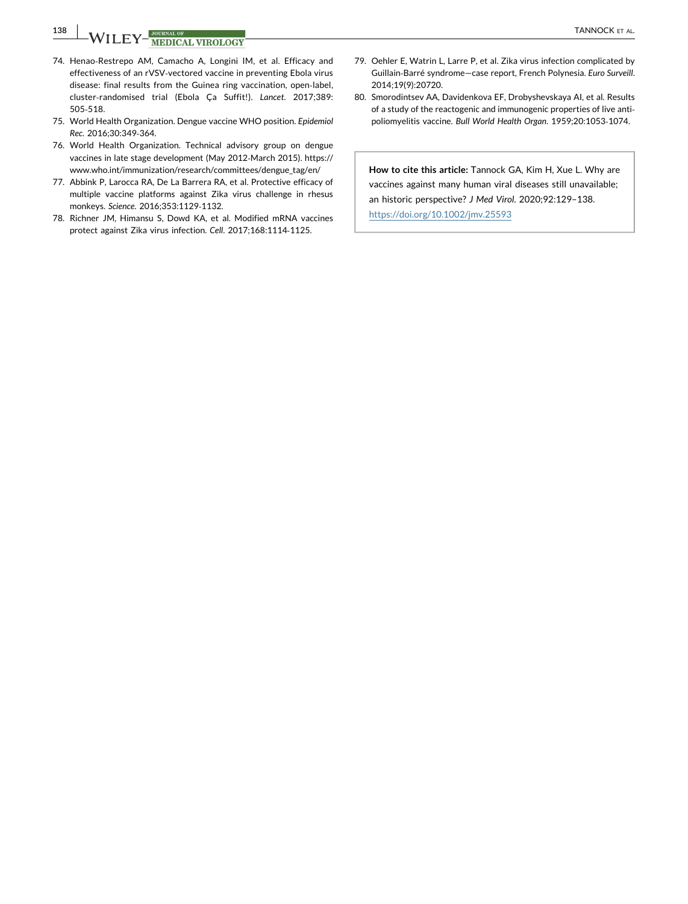74. Henao-Restrepo AM, Camacho A, Longini IM, et al. Efficacy and effectiveness of an rVSV-vectored vaccine in preventing Ebola virus disease: final results from the Guinea ring vaccination, open-label, cluster-randomised trial (Ebola Ça Suffit!). *Lancet*. 2017;389:505-518.
75. World Health Organization. Dengue vaccine WHO position. *Epidemiol Rec*. 2016;30:349-364.
76. World Health Organization. Technical advisory group on dengue vaccines in late stage development (May 2012-March 2015). https://www.who.int/immunization/research/committees/dengue_tag/en/
77. Abbink P, Larocca RA, De La Barrera RA, et al. Protective efficacy of multiple vaccine platforms against Zika virus challenge in rhesus monkeys. *Science*. 2016;353:1129-1132.
78. Richner JM, Himansu S, Dowd KA, et al. Modified mRNA vaccines protect against Zika virus infection. *Cell*. 2017;168:1114-1125.
79. Oehler E, Watrin L, Larre P, et al. Zika virus infection complicated by Guillain-Barré syndrome—case report, French Polynesia. *Euro Surveill*. 2014;19(9):20720.
80. Smorodintsev AA, Davidenkova EF, Drobyshevskaya AI, et al. Results of a study of the reactogenic and immunogenic properties of live anti-poliomyelitis vaccine. *Bull World Health Organ*. 1959;20:1053-1074.

**How to cite this article:** Tannock GA, Kim H, Xue L. Why are vaccines against many human viral diseases still unavailable; an historic perspective? *J Med Virol*. 2020;92:129–138. https://doi.org/10.1002/jmv.25593